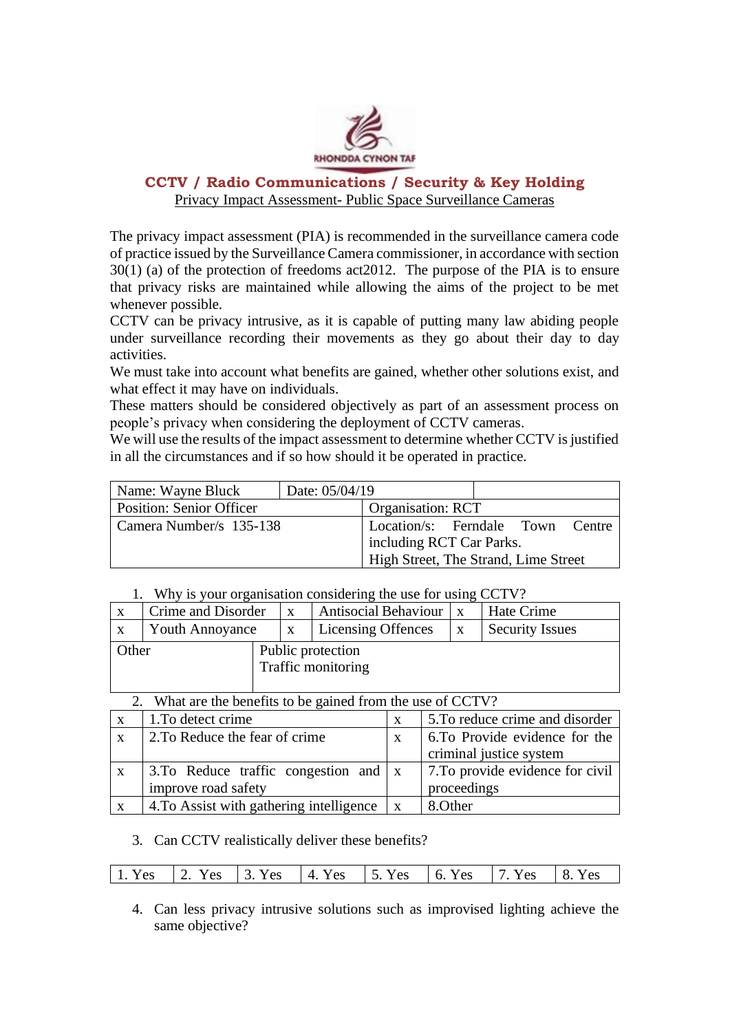RHONDDA CYNON TAF

## CCTV / Radio Communications / Security & Key Holding

Privacy Impact Assessment- Public Space Surveillance Cameras

The privacy impact assessment (PIA) is recommended in the surveillance camera code of practice issued by the Surveillance Camera commissioner, in accordance with section 30(1) (a) of the protection of freedoms act2012. The purpose of the PIA is to ensure that privacy risks are maintained while allowing the aims of the project to be met whenever possible.

CCTV can be privacy intrusive, as it is capable of putting many law abiding people under surveillance recording their movements as they go about their day to day activities.

We must take into account what benefits are gained, whether other solutions exist, and what effect it may have on individuals.

These matters should be considered objectively as part of an assessment process on people's privacy when considering the deployment of CCTV cameras.

We will use the results of the impact assessment to determine whether CCTV is justified in all the circumstances and if so how should it be operated in practice.

| Name: Wayne Bluck | Date: 05/04/19 | |
|---|---|---|
| Position: Senior Officer | Organisation: RCT | |
| Camera Number/s 135-138 | Location/s: Ferndale Town Centre including RCT Car Parks. High Street, The Strand, Lime Street | |

1. Why is your organisation considering the use for using CCTV?

| | | | | | |
|---|---|---|---|---|---|
| x | Crime and Disorder | x | Antisocial Behaviour | x | Hate Crime |
| x | Youth Annoyance | x | Licensing Offences | x | Security Issues |
| Other | Public protection<br>Traffic monitoring | | | | |

2. What are the benefits to be gained from the use of CCTV?

| | | | |
|---|---|---|---|
| x | 1.To detect crime | x | 5.To reduce crime and disorder |
| x | 2.To Reduce the fear of crime | x | 6.To Provide evidence for the criminal justice system |
| x | 3.To Reduce traffic congestion and improve road safety | x | 7.To provide evidence for civil proceedings |
| x | 4.To Assist with gathering intelligence | x | 8.Other |

3. Can CCTV realistically deliver these benefits?

| | | | | | | | |
|---|---|---|---|---|---|---|---|
| 1. Yes | 2. Yes | 3. Yes | 4. Yes | 5. Yes | 6. Yes | 7. Yes | 8. Yes |

4. Can less privacy intrusive solutions such as improvised lighting achieve the same objective?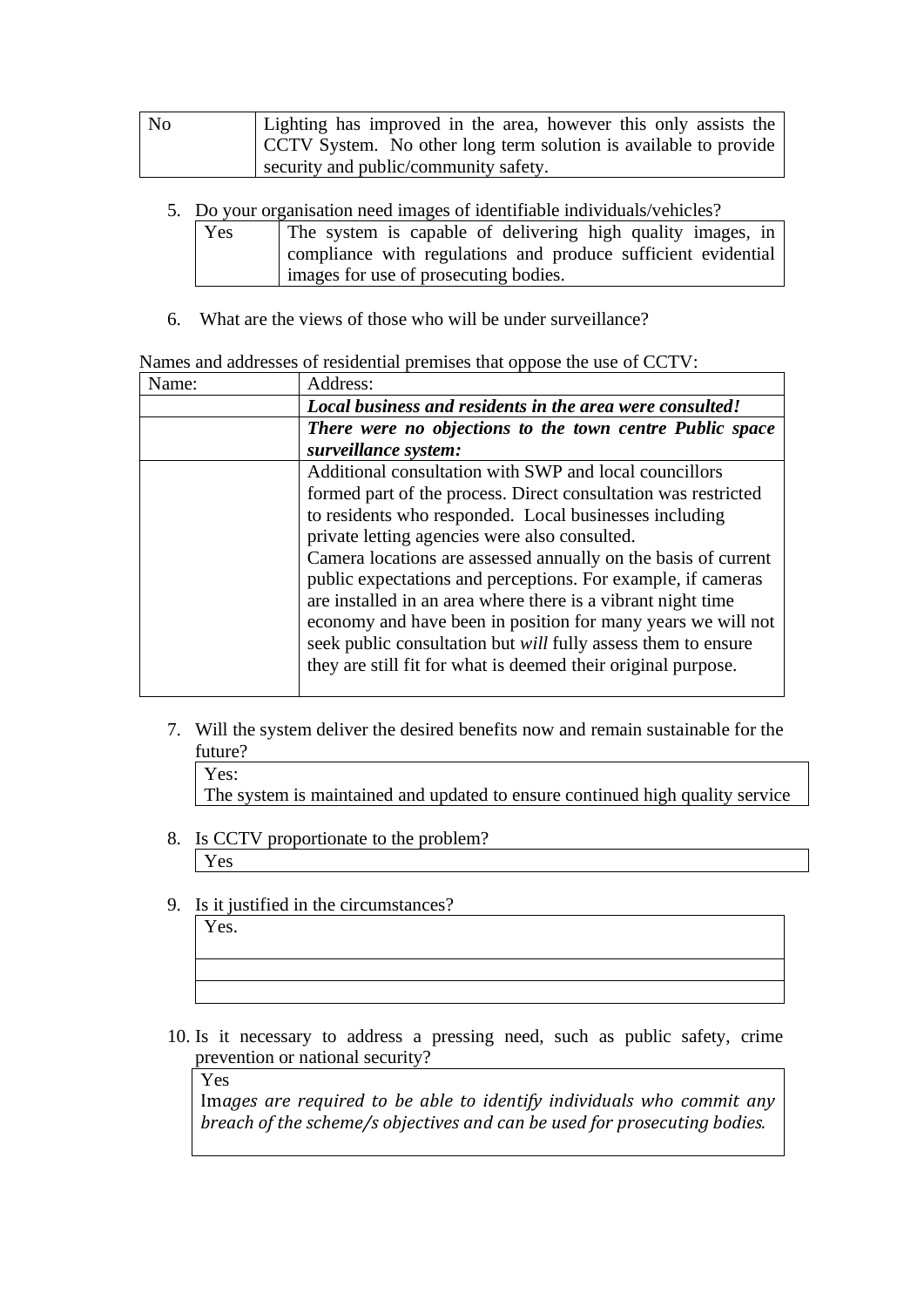| No | Lighting has improved in the area, however this only assists the CCTV System. No other long term solution is available to provide security and public/community safety. |
|---|---|

5. Do your organisation need images of identifiable individuals/vehicles?

| Yes | The system is capable of delivering high quality images, in compliance with regulations and produce sufficient evidential images for use of prosecuting bodies. |
|---|---|

6. What are the views of those who will be under surveillance?

Names and addresses of residential premises that oppose the use of CCTV:

| Name: | Address: |
|---|---|
| | ***Local business and residents in the area were consulted!*** |
| | ***There were no objections to the town centre Public space surveillance system:*** |
| | Additional consultation with SWP and local councillors formed part of the process. Direct consultation was restricted to residents who responded. Local businesses including private letting agencies were also consulted.<br>Camera locations are assessed annually on the basis of current public expectations and perceptions. For example, if cameras are installed in an area where there is a vibrant night time economy and have been in position for many years we will not seek public consultation but *will* fully assess them to ensure they are still fit for what is deemed their original purpose. |

7. Will the system deliver the desired benefits now and remain sustainable for the future?

| Yes:<br>The system is maintained and updated to ensure continued high quality service |
|---|

8. Is CCTV proportionate to the problem?

| Yes |
|---|

9. Is it justified in the circumstances?

| Yes. |
|---|
| |
| |

10. Is it necessary to address a pressing need, such as public safety, crime prevention or national security?

| Yes<br>Im*ages are required to be able to identify individuals who commit any breach of the scheme/s objectives and can be used for prosecuting bodies.* |
|---|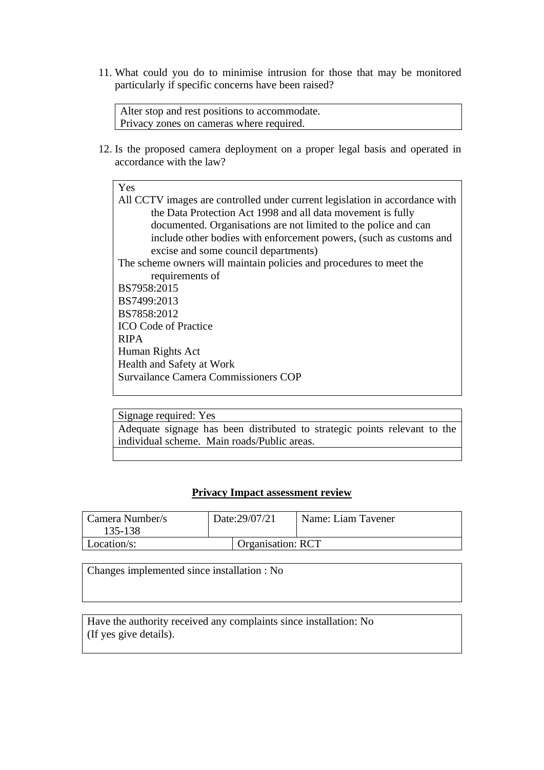11. What could you do to minimise intrusion for those that may be monitored particularly if specific concerns have been raised?

| |
|---|
| Alter stop and rest positions to accommodate.<br>Privacy zones on cameras where required. |

12. Is the proposed camera deployment on a proper legal basis and operated in accordance with the law?

| |
|---|
| Yes<br>All CCTV images are controlled under current legislation in accordance with the Data Protection Act 1998 and all data movement is fully documented. Organisations are not limited to the police and can include other bodies with enforcement powers, (such as customs and excise and some council departments)<br>The scheme owners will maintain policies and procedures to meet the requirements of<br>BS7958:2015<br>BS7499:2013<br>BS7858:2012<br>ICO Code of Practice<br>RIPA<br>Human Rights Act<br>Health and Safety at Work<br>Survailance Camera Commissioners COP |

| |
|---|
| Signage required: Yes |
| Adequate signage has been distributed to strategic points relevant to the individual scheme. Main roads/Public areas. |
| |

## Privacy Impact assessment review

| | | |
|---|---|---|
| Camera Number/s 135-138 | Date:29/07/21 | Name: Liam Tavener |
| Location/s: | Organisation: RCT | |

| |
|---|
| Changes implemented since installation : No |

| |
|---|
| Have the authority received any complaints since installation: No<br>(If yes give details). |